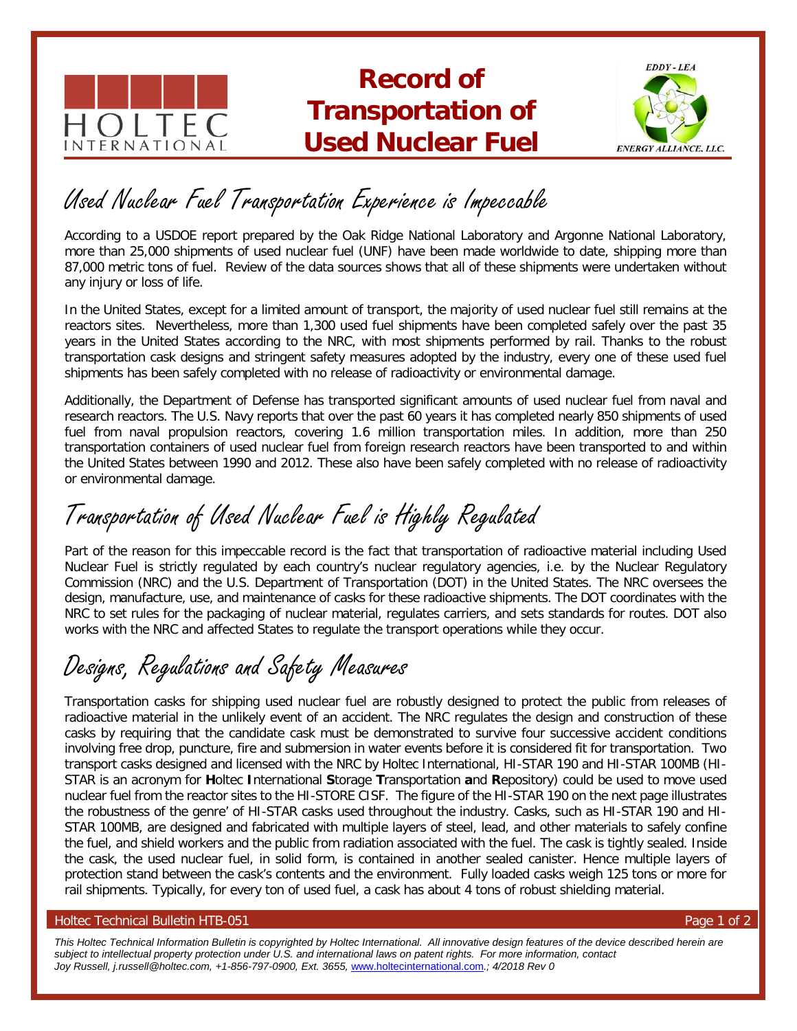# Record of Transportation of Used Nuclear Fuel

## Used Nuclear Fuel Transportation Experience is Impeccable

According to a USDOE report prepared by the Oak Ridge National Laboratory and Argonne National Laboratory, more than 25,000 shipments of used nuclear fuel (UNF) have been made worldwide to date, shipping more than 87,000 metric tons of fuel. Review of the data sources shows that all of these shipments were undertaken without any injury or loss of life.

In the United States, except for a limited amount of transport, the majority of used nuclear fuel still remains at the reactors sites. Nevertheless, more than 1,300 used fuel shipments have been completed safely over the past 35 years in the United States according to the NRC, with most shipments performed by rail. Thanks to the robust transportation cask designs and stringent safety measures adopted by the industry, every one of these used fuel shipments has been safely completed with no release of radioactivity or environmental damage.

Additionally, the Department of Defense has transported significant amounts of used nuclear fuel from naval and research reactors. The U.S. Navy reports that over the past 60 years it has completed nearly 850 shipments of used fuel from naval propulsion reactors, covering 1.6 million transportation miles. In addition, more than 250 transportation containers of used nuclear fuel from foreign research reactors have been transported to and within the United States between 1990 and 2012. These also have been safely completed with no release of radioactivity or environmental damage.

## Transportation of Used Nuclear Fuel is Highly Regulated

Part of the reason for this impeccable record is the fact that transportation of radioactive material including Used Nuclear Fuel is strictly regulated by each country's nuclear regulatory agencies, i.e. by the Nuclear Regulatory Commission (NRC) and the U.S. Department of Transportation (DOT) in the United States. The NRC oversees the design, manufacture, use, and maintenance of casks for these radioactive shipments. The DOT coordinates with the NRC to set rules for the packaging of nuclear material, regulates carriers, and sets standards for routes. DOT also works with the NRC and affected States to regulate the transport operations while they occur.

## Designs, Regulations and Safety Measures

Transportation casks for shipping used nuclear fuel are robustly designed to protect the public from releases of radioactive material in the unlikely event of an accident. The NRC regulates the design and construction of these casks by requiring that the candidate cask must be demonstrated to survive four successive accident conditions involving free drop, puncture, fire and submersion in water events before it is considered fit for transportation. Two transport casks designed and licensed with the NRC by Holtec International, HI-STAR 190 and HI-STAR 100MB (HI-STAR is an acronym for **H**oltec **I**nternational **S**torage **T**ransportation **a**nd **R**epository) could be used to move used nuclear fuel from the reactor sites to the HI-STORE CISF. The figure of the HI-STAR 190 on the next page illustrates the robustness of the genre' of HI-STAR casks used throughout the industry. Casks, such as HI-STAR 190 and HI-STAR 100MB, are designed and fabricated with multiple layers of steel, lead, and other materials to safely confine the fuel, and shield workers and the public from radiation associated with the fuel. The cask is tightly sealed. Inside the cask, the used nuclear fuel, in solid form, is contained in another sealed canister. Hence multiple layers of protection stand between the cask's contents and the environment. Fully loaded casks weigh 125 tons or more for rail shipments. Typically, for every ton of used fuel, a cask has about 4 tons of robust shielding material.

Holtec Technical Bulletin HTB-051

*This Holtec Technical Information Bulletin is copyrighted by Holtec International. All innovative design features of the device described herein are subject to intellectual property protection under U.S. and international laws on patent rights. For more information, contact Joy Russell, j.russell@holtec.com, +1-856-797-0900, Ext. 3655, www.holtecinternational.com.; 4/2018 Rev 0*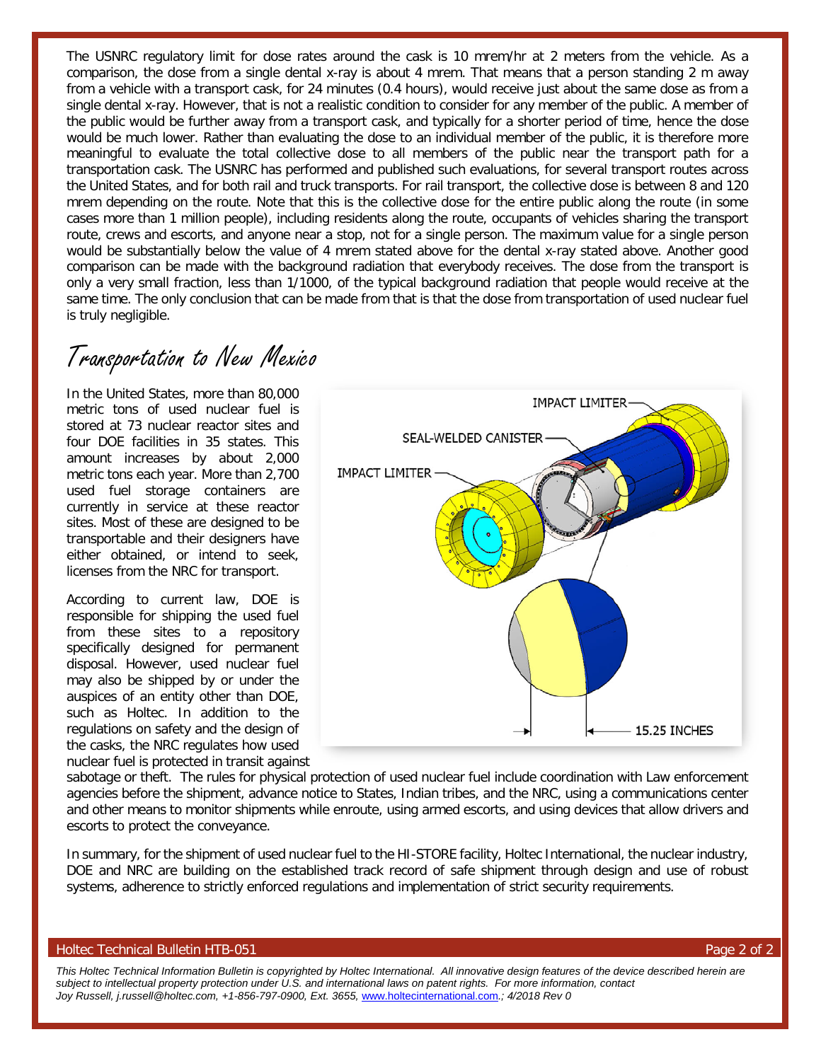The USNRC regulatory limit for dose rates around the cask is 10 mrem/hr at 2 meters from the vehicle. As a comparison, the dose from a single dental x-ray is about 4 mrem. That means that a person standing 2 m away from a vehicle with a transport cask, for 24 minutes (0.4 hours), would receive just about the same dose as from a single dental x-ray. However, that is not a realistic condition to consider for any member of the public. A member of the public would be further away from a transport cask, and typically for a shorter period of time, hence the dose would be much lower. Rather than evaluating the dose to an individual member of the public, it is therefore more meaningful to evaluate the total collective dose to all members of the public near the transport path for a transportation cask. The USNRC has performed and published such evaluations, for several transport routes across the United States, and for both rail and truck transports. For rail transport, the collective dose is between 8 and 120 mrem depending on the route. Note that this is the collective dose for the entire public along the route (in some cases more than 1 million people), including residents along the route, occupants of vehicles sharing the transport route, crews and escorts, and anyone near a stop, not for a single person. The maximum value for a single person would be substantially below the value of 4 mrem stated above for the dental x-ray stated above. Another good comparison can be made with the background radiation that everybody receives. The dose from the transport is only a very small fraction, less than 1/1000, of the typical background radiation that people would receive at the same time. The only conclusion that can be made from that is that the dose from transportation of used nuclear fuel is truly negligible.

## Transportation to New Mexico

In the United States, more than 80,000 metric tons of used nuclear fuel is stored at 73 nuclear reactor sites and four DOE facilities in 35 states. This amount increases by about 2,000 metric tons each year. More than 2,700 used fuel storage containers are currently in service at these reactor sites. Most of these are designed to be transportable and their designers have either obtained, or intend to seek, licenses from the NRC for transport.

IMPACT LIMITER

SEAL-WELDED CANISTER

IMPACT LIMITER

15.25 INCHES

According to current law, DOE is responsible for shipping the used fuel from these sites to a repository specifically designed for permanent disposal. However, used nuclear fuel may also be shipped by or under the auspices of an entity other than DOE, such as Holtec. In addition to the regulations on safety and the design of the casks, the NRC regulates how used nuclear fuel is protected in transit against sabotage or theft. The rules for physical protection of used nuclear fuel include coordination with Law enforcement agencies before the shipment, advance notice to States, Indian tribes, and the NRC, using a communications center and other means to monitor shipments while enroute, using armed escorts, and using devices that allow drivers and escorts to protect the conveyance.

In summary, for the shipment of used nuclear fuel to the HI-STORE facility, Holtec International, the nuclear industry, DOE and NRC are building on the established track record of safe shipment through design and use of robust systems, adherence to strictly enforced regulations and implementation of strict security requirements.

*This Holtec Technical Information Bulletin is copyrighted by Holtec International. All innovative design features of the device described herein are subject to intellectual property protection under U.S. and international laws on patent rights. For more information, contact Joy Russell, j.russell@holtec.com, +1-856-797-0900, Ext. 3655, [www.holtecinternational.com](http://www.holtecinternational.com).; 4/2018 Rev 0*